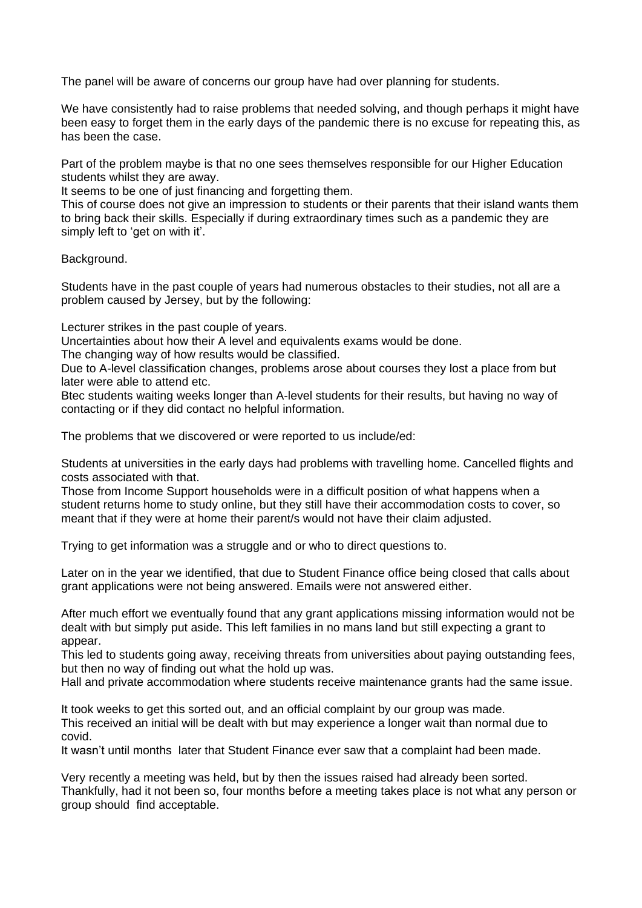The panel will be aware of concerns our group have had over planning for students.

We have consistently had to raise problems that needed solving, and though perhaps it might have been easy to forget them in the early days of the pandemic there is no excuse for repeating this, as has been the case.

Part of the problem maybe is that no one sees themselves responsible for our Higher Education students whilst they are away.
It seems to be one of just financing and forgetting them.
This of course does not give an impression to students or their parents that their island wants them to bring back their skills. Especially if during extraordinary times such as a pandemic they are simply left to 'get on with it'.

Background.

Students have in the past couple of years had numerous obstacles to their studies, not all are a problem caused by Jersey, but by the following:

Lecturer strikes in the past couple of years.
Uncertainties about how their A level and equivalents exams would be done.
The changing way of how results would be classified.
Due to A-level classification changes, problems arose about courses they lost a place from but later were able to attend etc.
Btec students waiting weeks longer than A-level students for their results, but having no way of contacting or if they did contact no helpful information.

The problems that we discovered or were reported to us include/ed:

Students at universities in the early days had problems with travelling home. Cancelled flights and costs associated with that.
Those from Income Support households were in a difficult position of what happens when a student returns home to study online, but they still have their accommodation costs to cover, so meant that if they were at home their parent/s would not have their claim adjusted.

Trying to get information was a struggle and or who to direct questions to.

Later on in the year we identified, that due to Student Finance office being closed that calls about grant applications were not being answered. Emails were not answered either.

After much effort we eventually found that any grant applications missing information would not be dealt with but simply put aside. This left families in no mans land but still expecting a grant to appear.
This led to students going away, receiving threats from universities about paying outstanding fees, but then no way of finding out what the hold up was.
Hall and private accommodation where students receive maintenance grants had the same issue.

It took weeks to get this sorted out, and an official complaint by our group was made.
This received an initial will be dealt with but may experience a longer wait than normal due to covid.
It wasn't until months later that Student Finance ever saw that a complaint had been made.

Very recently a meeting was held, but by then the issues raised had already been sorted.
Thankfully, had it not been so, four months before a meeting takes place is not what any person or group should find acceptable.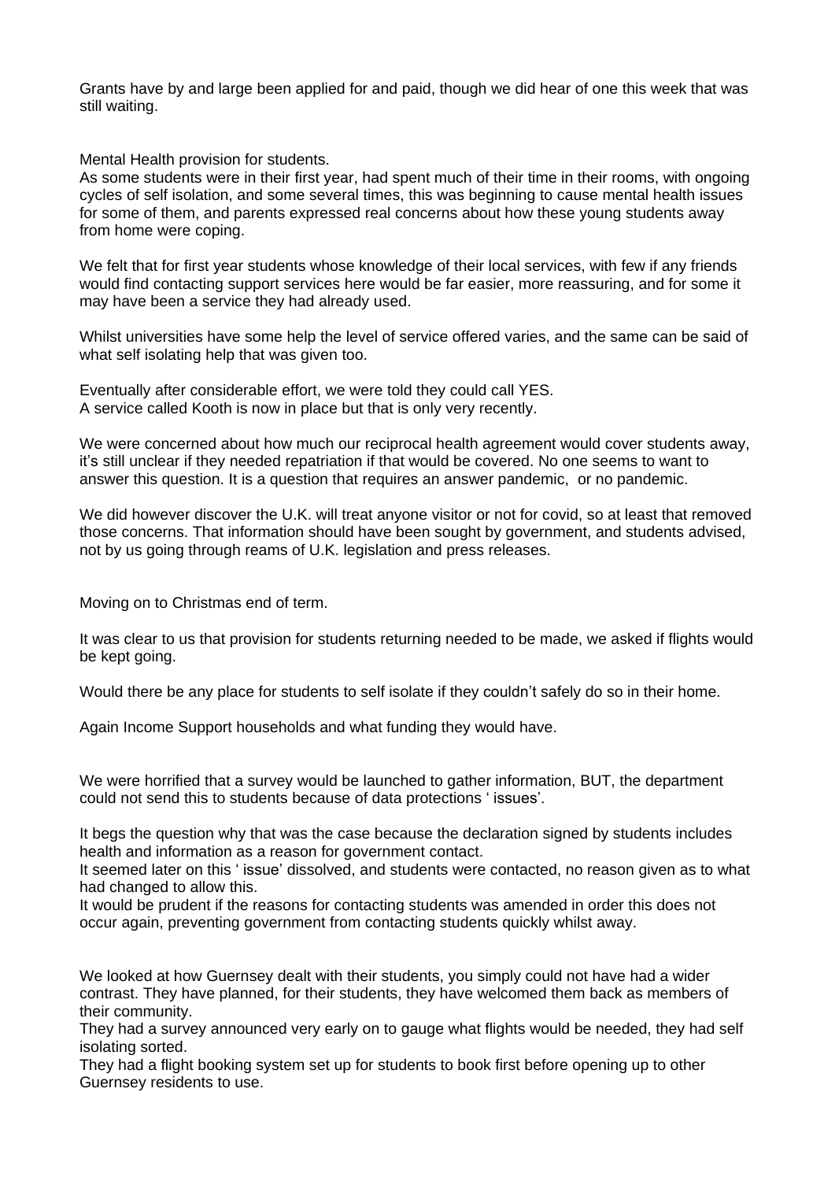Grants have by and large been applied for and paid, though we did hear of one this week that was still waiting.

Mental Health provision for students.
As some students were in their first year, had spent much of their time in their rooms, with ongoing cycles of self isolation, and some several times, this was beginning to cause mental health issues for some of them, and parents expressed real concerns about how these young students away from home were coping.

We felt that for first year students whose knowledge of their local services, with few if any friends would find contacting support services here would be far easier, more reassuring, and for some it may have been a service they had already used.

Whilst universities have some help the level of service offered varies, and the same can be said of what self isolating help that was given too.

Eventually after considerable effort, we were told they could call YES.
A service called Kooth is now in place but that is only very recently.

We were concerned about how much our reciprocal health agreement would cover students away, it's still unclear if they needed repatriation if that would be covered. No one seems to want to answer this question. It is a question that requires an answer pandemic, or no pandemic.

We did however discover the U.K. will treat anyone visitor or not for covid, so at least that removed those concerns. That information should have been sought by government, and students advised, not by us going through reams of U.K. legislation and press releases.

Moving on to Christmas end of term.

It was clear to us that provision for students returning needed to be made, we asked if flights would be kept going.

Would there be any place for students to self isolate if they couldn't safely do so in their home.

Again Income Support households and what funding they would have.

We were horrified that a survey would be launched to gather information, BUT, the department could not send this to students because of data protections ' issues'.

It begs the question why that was the case because the declaration signed by students includes health and information as a reason for government contact.
It seemed later on this ' issue' dissolved, and students were contacted, no reason given as to what had changed to allow this.
It would be prudent if the reasons for contacting students was amended in order this does not occur again, preventing government from contacting students quickly whilst away.

We looked at how Guernsey dealt with their students, you simply could not have had a wider contrast. They have planned, for their students, they have welcomed them back as members of their community.
They had a survey announced very early on to gauge what flights would be needed, they had self isolating sorted.
They had a flight booking system set up for students to book first before opening up to other Guernsey residents to use.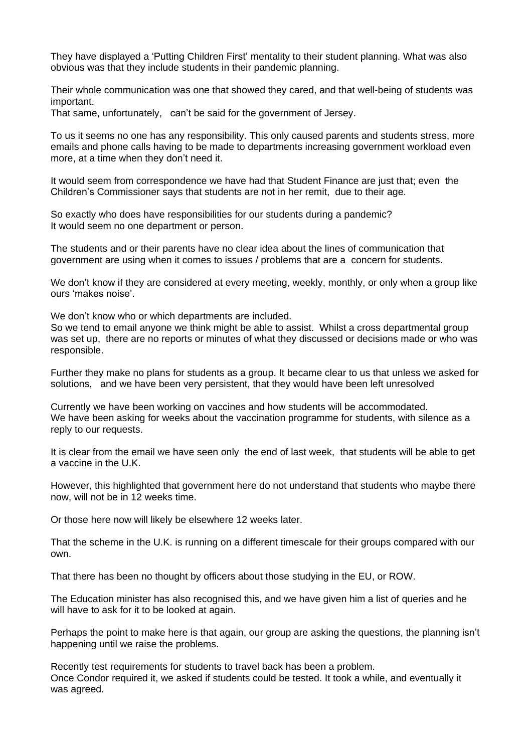They have displayed a 'Putting Children First' mentality to their student planning. What was also obvious was that they include students in their pandemic planning.

Their whole communication was one that showed they cared, and that well-being of students was important.
That same, unfortunately, can't be said for the government of Jersey.

To us it seems no one has any responsibility. This only caused parents and students stress, more emails and phone calls having to be made to departments increasing government workload even more, at a time when they don't need it.

It would seem from correspondence we have had that Student Finance are just that; even the Children's Commissioner says that students are not in her remit, due to their age.

So exactly who does have responsibilities for our students during a pandemic?
It would seem no one department or person.

The students and or their parents have no clear idea about the lines of communication that government are using when it comes to issues / problems that are a concern for students.

We don't know if they are considered at every meeting, weekly, monthly, or only when a group like ours 'makes noise'.

We don't know who or which departments are included.
So we tend to email anyone we think might be able to assist. Whilst a cross departmental group was set up, there are no reports or minutes of what they discussed or decisions made or who was responsible.

Further they make no plans for students as a group. It became clear to us that unless we asked for solutions, and we have been very persistent, that they would have been left unresolved

Currently we have been working on vaccines and how students will be accommodated.
We have been asking for weeks about the vaccination programme for students, with silence as a reply to our requests.

It is clear from the email we have seen only the end of last week, that students will be able to get a vaccine in the U.K.

However, this highlighted that government here do not understand that students who maybe there now, will not be in 12 weeks time.

Or those here now will likely be elsewhere 12 weeks later.

That the scheme in the U.K. is running on a different timescale for their groups compared with our own.

That there has been no thought by officers about those studying in the EU, or ROW.

The Education minister has also recognised this, and we have given him a list of queries and he will have to ask for it to be looked at again.

Perhaps the point to make here is that again, our group are asking the questions, the planning isn't happening until we raise the problems.

Recently test requirements for students to travel back has been a problem.
Once Condor required it, we asked if students could be tested. It took a while, and eventually it was agreed.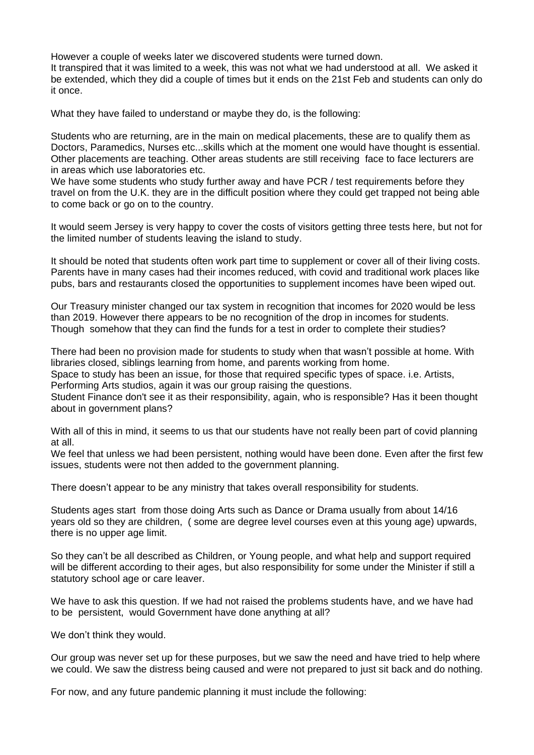However a couple of weeks later we discovered students were turned down.
It transpired that it was limited to a week, this was not what we had understood at all. We asked it be extended, which they did a couple of times but it ends on the 21st Feb and students can only do it once.

What they have failed to understand or maybe they do, is the following:

Students who are returning, are in the main on medical placements, these are to qualify them as Doctors, Paramedics, Nurses etc...skills which at the moment one would have thought is essential. Other placements are teaching. Other areas students are still receiving face to face lecturers are in areas which use laboratories etc.
We have some students who study further away and have PCR / test requirements before they travel on from the U.K. they are in the difficult position where they could get trapped not being able to come back or go on to the country.

It would seem Jersey is very happy to cover the costs of visitors getting three tests here, but not for the limited number of students leaving the island to study.

It should be noted that students often work part time to supplement or cover all of their living costs. Parents have in many cases had their incomes reduced, with covid and traditional work places like pubs, bars and restaurants closed the opportunities to supplement incomes have been wiped out.

Our Treasury minister changed our tax system in recognition that incomes for 2020 would be less than 2019. However there appears to be no recognition of the drop in incomes for students. Though somehow that they can find the funds for a test in order to complete their studies?

There had been no provision made for students to study when that wasn't possible at home. With libraries closed, siblings learning from home, and parents working from home.
Space to study has been an issue, for those that required specific types of space. i.e. Artists, Performing Arts studios, again it was our group raising the questions.
Student Finance don't see it as their responsibility, again, who is responsible? Has it been thought about in government plans?

With all of this in mind, it seems to us that our students have not really been part of covid planning at all.
We feel that unless we had been persistent, nothing would have been done. Even after the first few issues, students were not then added to the government planning.

There doesn't appear to be any ministry that takes overall responsibility for students.

Students ages start from those doing Arts such as Dance or Drama usually from about 14/16 years old so they are children, ( some are degree level courses even at this young age) upwards, there is no upper age limit.

So they can't be all described as Children, or Young people, and what help and support required will be different according to their ages, but also responsibility for some under the Minister if still a statutory school age or care leaver.

We have to ask this question. If we had not raised the problems students have, and we have had to be persistent, would Government have done anything at all?

We don't think they would.

Our group was never set up for these purposes, but we saw the need and have tried to help where we could. We saw the distress being caused and were not prepared to just sit back and do nothing.

For now, and any future pandemic planning it must include the following: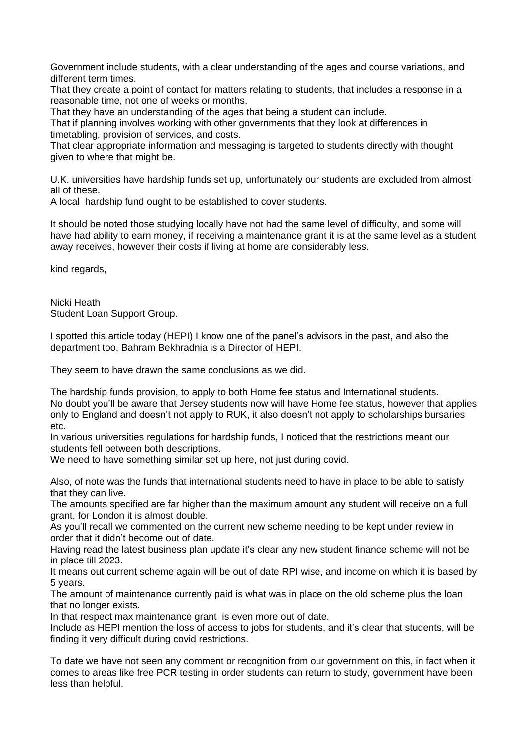Government include students, with a clear understanding of the ages and course variations, and different term times.
That they create a point of contact for matters relating to students, that includes a response in a reasonable time, not one of weeks or months.
That they have an understanding of the ages that being a student can include.
That if planning involves working with other governments that they look at differences in timetabling, provision of services, and costs.
That clear appropriate information and messaging is targeted to students directly with thought given to where that might be.

U.K. universities have hardship funds set up, unfortunately our students are excluded from almost all of these.
A local hardship fund ought to be established to cover students.

It should be noted those studying locally have not had the same level of difficulty, and some will have had ability to earn money, if receiving a maintenance grant it is at the same level as a student away receives, however their costs if living at home are considerably less.

kind regards,

Nicki Heath
Student Loan Support Group.

I spotted this article today (HEPI) I know one of the panel's advisors in the past, and also the department too, Bahram Bekhradnia is a Director of HEPI.

They seem to have drawn the same conclusions as we did.

The hardship funds provision, to apply to both Home fee status and International students.
No doubt you'll be aware that Jersey students now will have Home fee status, however that applies only to England and doesn't not apply to RUK, it also doesn't not apply to scholarships bursaries etc.
In various universities regulations for hardship funds, I noticed that the restrictions meant our students fell between both descriptions.
We need to have something similar set up here, not just during covid.

Also, of note was the funds that international students need to have in place to be able to satisfy that they can live.
The amounts specified are far higher than the maximum amount any student will receive on a full grant, for London it is almost double.
As you'll recall we commented on the current new scheme needing to be kept under review in order that it didn't become out of date.
Having read the latest business plan update it's clear any new student finance scheme will not be in place till 2023.
It means out current scheme again will be out of date RPI wise, and income on which it is based by 5 years.
The amount of maintenance currently paid is what was in place on the old scheme plus the loan that no longer exists.
In that respect max maintenance grant is even more out of date.
Include as HEPI mention the loss of access to jobs for students, and it's clear that students, will be finding it very difficult during covid restrictions.

To date we have not seen any comment or recognition from our government on this, in fact when it comes to areas like free PCR testing in order students can return to study, government have been less than helpful.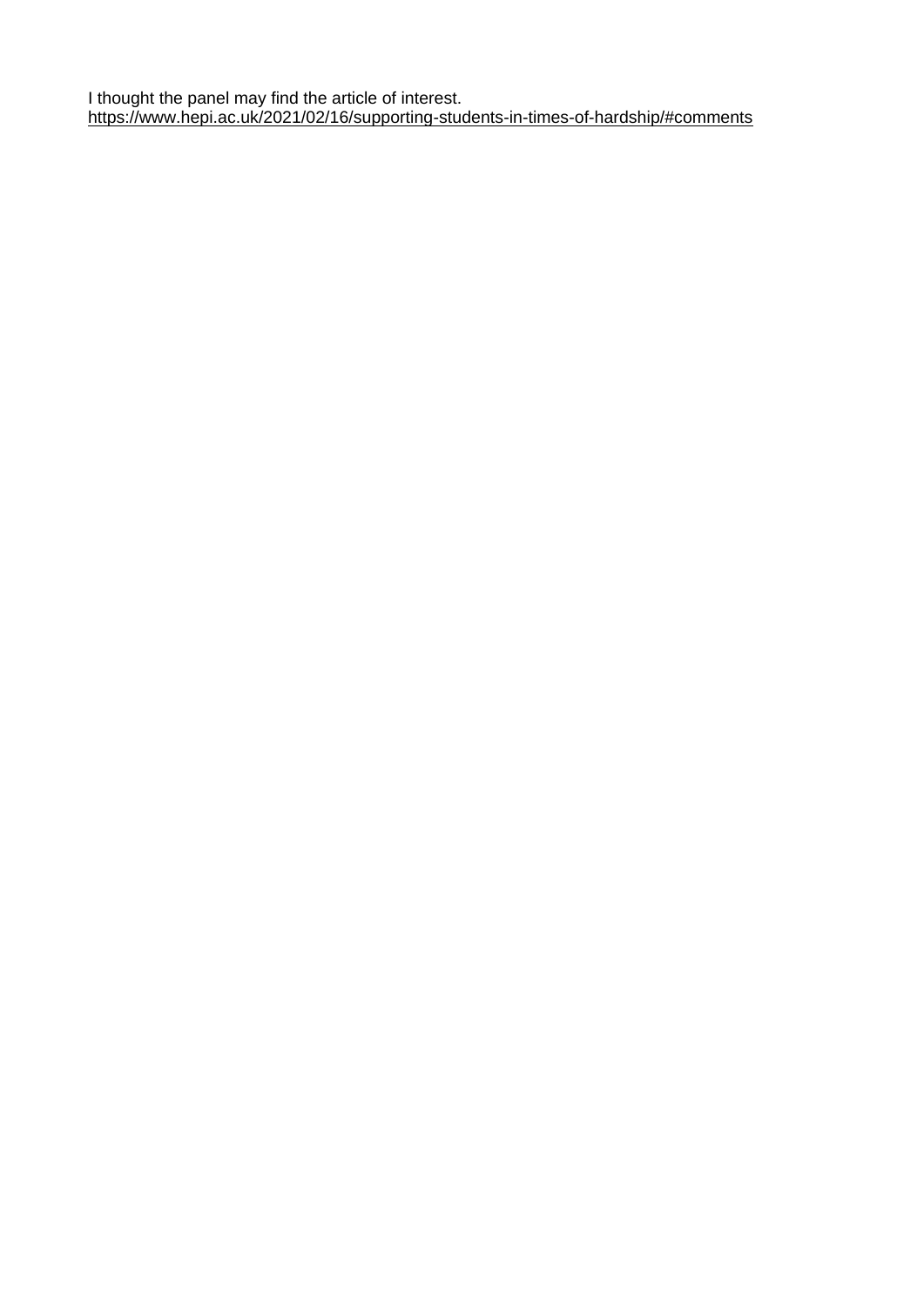I thought the panel may find the article of interest.
https://www.hepi.ac.uk/2021/02/16/supporting-students-in-times-of-hardship/#comments